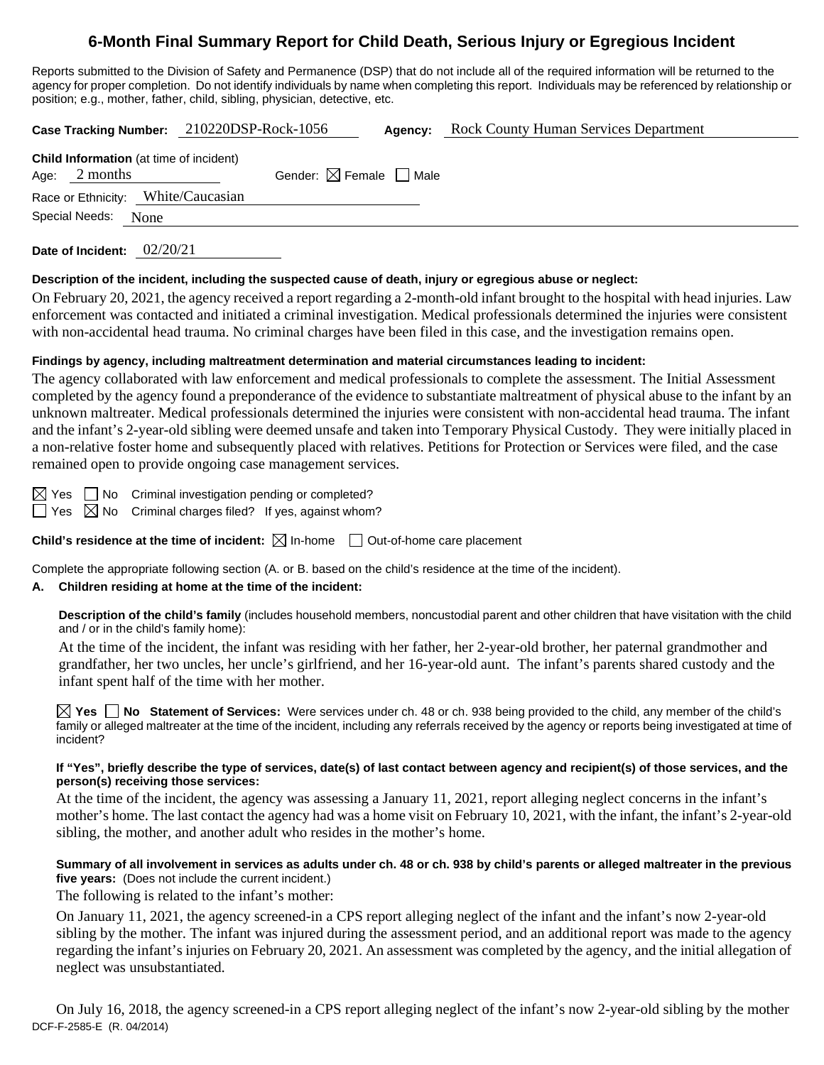# 6-Month Final Summary Report for Child Death, Serious Injury or Egregious Incident

Reports submitted to the Division of Safety and Permanence (DSP) that do not include all of the required information will be returned to the agency for proper completion. Do not identify individuals by name when completing this report. Individuals may be referenced by relationship or position; e.g., mother, father, child, sibling, physician, detective, etc.

**Case Tracking Number:** 210220DSP-Rock-1056 **Agency:** Rock County Human Services Department

**Child Information** (at time of incident)

Age: 2 months Gender: ☒ Female ☐ Male

Race or Ethnicity: White/Caucasian

Special Needs: None

**Date of Incident:** 02/20/21

**Description of the incident, including the suspected cause of death, injury or egregious abuse or neglect:**

On February 20, 2021, the agency received a report regarding a 2-month-old infant brought to the hospital with head injuries. Law enforcement was contacted and initiated a criminal investigation. Medical professionals determined the injuries were consistent with non-accidental head trauma. No criminal charges have been filed in this case, and the investigation remains open.

**Findings by agency, including maltreatment determination and material circumstances leading to incident:**

The agency collaborated with law enforcement and medical professionals to complete the assessment. The Initial Assessment completed by the agency found a preponderance of the evidence to substantiate maltreatment of physical abuse to the infant by an unknown maltreater. Medical professionals determined the injuries were consistent with non-accidental head trauma. The infant and the infant's 2-year-old sibling were deemed unsafe and taken into Temporary Physical Custody. They were initially placed in a non-relative foster home and subsequently placed with relatives. Petitions for Protection or Services were filed, and the case remained open to provide ongoing case management services.

☒ Yes ☐ No Criminal investigation pending or completed?

☐ Yes ☒ No Criminal charges filed? If yes, against whom?

**Child's residence at the time of incident:** ☒ In-home ☐ Out-of-home care placement

Complete the appropriate following section (A. or B. based on the child's residence at the time of the incident).

**A. Children residing at home at the time of the incident:**

**Description of the child's family** (includes household members, noncustodial parent and other children that have visitation with the child and / or in the child's family home):

At the time of the incident, the infant was residing with her father, her 2-year-old brother, her paternal grandmother and grandfather, her two uncles, her uncle's girlfriend, and her 16-year-old aunt. The infant's parents shared custody and the infant spent half of the time with her mother.

☒ **Yes** ☐ **No Statement of Services:** Were services under ch. 48 or ch. 938 being provided to the child, any member of the child's family or alleged maltreater at the time of the incident, including any referrals received by the agency or reports being investigated at time of incident?

**If "Yes", briefly describe the type of services, date(s) of last contact between agency and recipient(s) of those services, and the person(s) receiving those services:**

At the time of the incident, the agency was assessing a January 11, 2021, report alleging neglect concerns in the infant's mother's home. The last contact the agency had was a home visit on February 10, 2021, with the infant, the infant's 2-year-old sibling, the mother, and another adult who resides in the mother's home.

**Summary of all involvement in services as adults under ch. 48 or ch. 938 by child's parents or alleged maltreater in the previous five years:** (Does not include the current incident.)

The following is related to the infant's mother:

On January 11, 2021, the agency screened-in a CPS report alleging neglect of the infant and the infant's now 2-year-old sibling by the mother. The infant was injured during the assessment period, and an additional report was made to the agency regarding the infant's injuries on February 20, 2021. An assessment was completed by the agency, and the initial allegation of neglect was unsubstantiated.

On July 16, 2018, the agency screened-in a CPS report alleging neglect of the infant's now 2-year-old sibling by the mother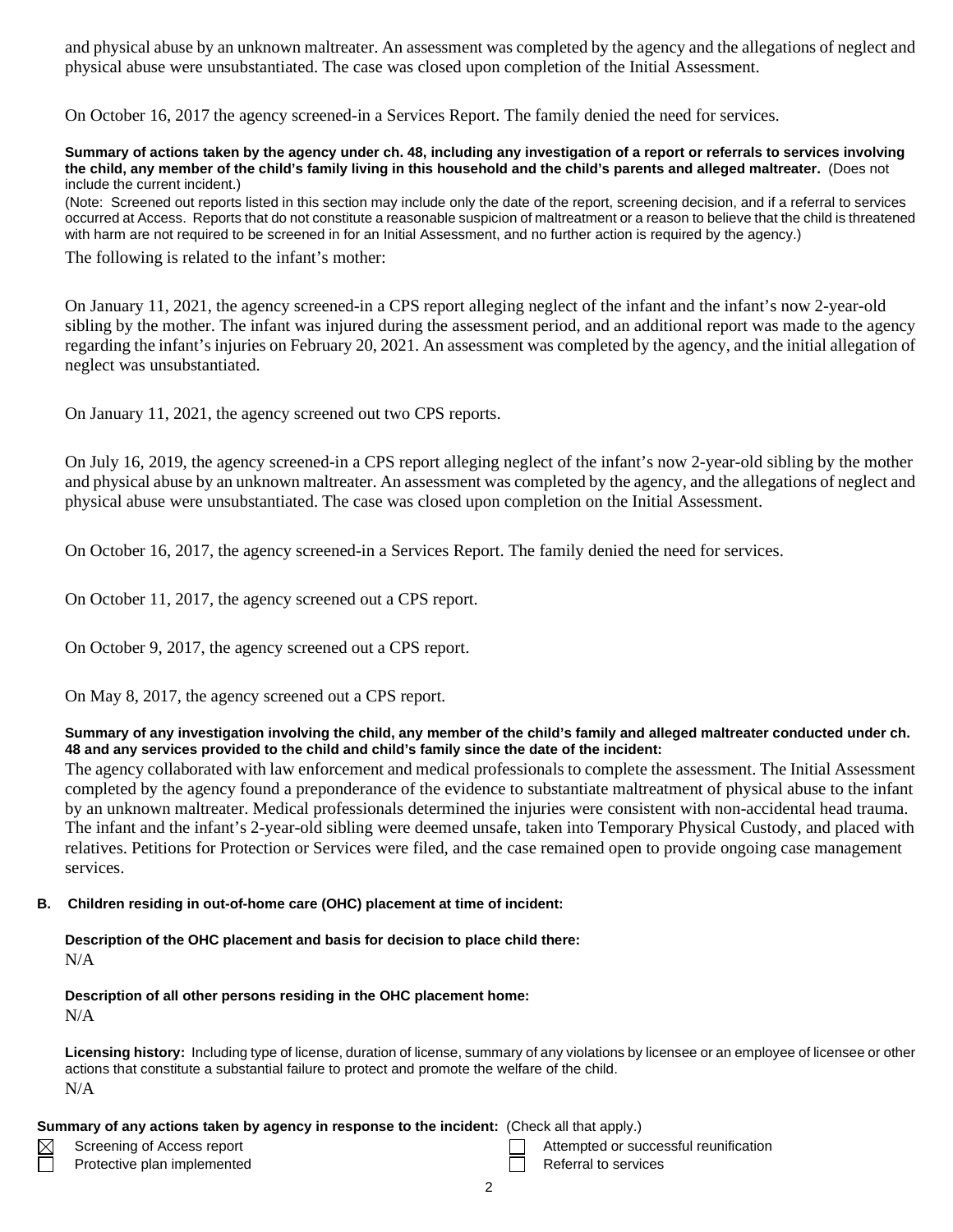and physical abuse by an unknown maltreater. An assessment was completed by the agency and the allegations of neglect and physical abuse were unsubstantiated. The case was closed upon completion of the Initial Assessment.

On October 16, 2017 the agency screened-in a Services Report. The family denied the need for services.

**Summary of actions taken by the agency under ch. 48, including any investigation of a report or referrals to services involving the child, any member of the child's family living in this household and the child's parents and alleged maltreater.** (Does not include the current incident.)

(Note: Screened out reports listed in this section may include only the date of the report, screening decision, and if a referral to services occurred at Access. Reports that do not constitute a reasonable suspicion of maltreatment or a reason to believe that the child is threatened with harm are not required to be screened in for an Initial Assessment, and no further action is required by the agency.)

The following is related to the infant's mother:

On January 11, 2021, the agency screened-in a CPS report alleging neglect of the infant and the infant's now 2-year-old sibling by the mother. The infant was injured during the assessment period, and an additional report was made to the agency regarding the infant's injuries on February 20, 2021. An assessment was completed by the agency, and the initial allegation of neglect was unsubstantiated.

On January 11, 2021, the agency screened out two CPS reports.

On July 16, 2019, the agency screened-in a CPS report alleging neglect of the infant's now 2-year-old sibling by the mother and physical abuse by an unknown maltreater. An assessment was completed by the agency, and the allegations of neglect and physical abuse were unsubstantiated. The case was closed upon completion on the Initial Assessment.

On October 16, 2017, the agency screened-in a Services Report. The family denied the need for services.

On October 11, 2017, the agency screened out a CPS report.

On October 9, 2017, the agency screened out a CPS report.

On May 8, 2017, the agency screened out a CPS report.

**Summary of any investigation involving the child, any member of the child's family and alleged maltreater conducted under ch. 48 and any services provided to the child and child's family since the date of the incident:**

The agency collaborated with law enforcement and medical professionals to complete the assessment. The Initial Assessment completed by the agency found a preponderance of the evidence to substantiate maltreatment of physical abuse to the infant by an unknown maltreater. Medical professionals determined the injuries were consistent with non-accidental head trauma. The infant and the infant's 2-year-old sibling were deemed unsafe, taken into Temporary Physical Custody, and placed with relatives. Petitions for Protection or Services were filed, and the case remained open to provide ongoing case management services.

**B. Children residing in out-of-home care (OHC) placement at time of incident:**

**Description of the OHC placement and basis for decision to place child there:**
N/A

**Description of all other persons residing in the OHC placement home:**
N/A

**Licensing history:** Including type of license, duration of license, summary of any violations by licensee or an employee of licensee or other actions that constitute a substantial failure to protect and promote the welfare of the child.
N/A

**Summary of any actions taken by agency in response to the incident:** (Check all that apply.)

- [x] Screening of Access report
- [ ] Protective plan implemented
- [ ] Attempted or successful reunification
- [ ] Referral to services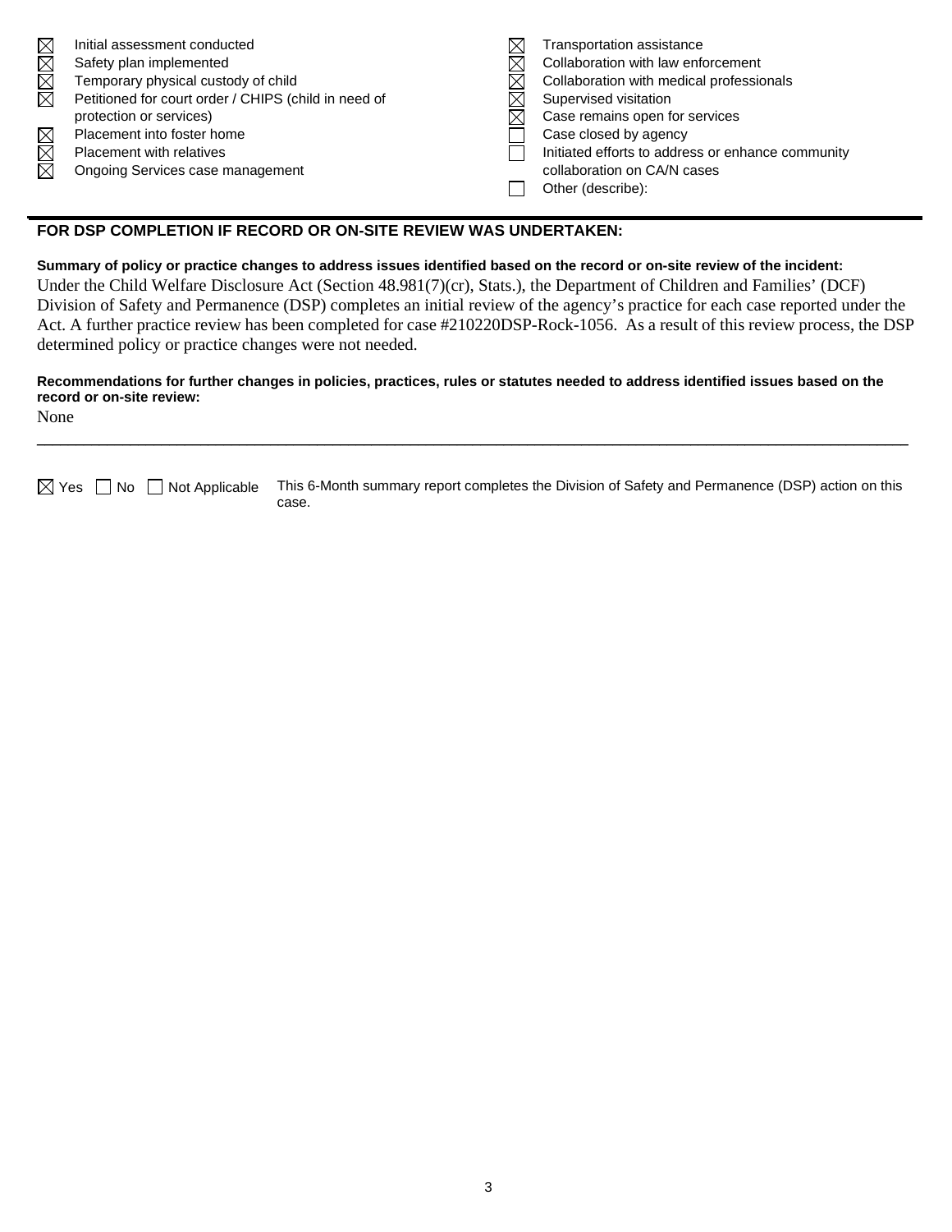- ☒ Initial assessment conducted
- ☒ Safety plan implemented
- ☒ Temporary physical custody of child
- ☒ Petitioned for court order / CHIPS (child in need of protection or services)
- ☒ Placement into foster home
- ☒ Placement with relatives
- ☒ Ongoing Services case management
- ☒ Transportation assistance
- ☒ Collaboration with law enforcement
- ☒ Collaboration with medical professionals
- ☒ Supervised visitation
- ☒ Case remains open for services
- ☐ Case closed by agency
- ☐ Initiated efforts to address or enhance community collaboration on CA/N cases
- ☐ Other (describe):

---

## FOR DSP COMPLETION IF RECORD OR ON-SITE REVIEW WAS UNDERTAKEN:

**Summary of policy or practice changes to address issues identified based on the record or on-site review of the incident:**

Under the Child Welfare Disclosure Act (Section 48.981(7)(cr), Stats.), the Department of Children and Families' (DCF) Division of Safety and Permanence (DSP) completes an initial review of the agency's practice for each case reported under the Act. A further practice review has been completed for case #210220DSP-Rock-1056. As a result of this review process, the DSP determined policy or practice changes were not needed.

**Recommendations for further changes in policies, practices, rules or statutes needed to address identified issues based on the record or on-site review:**

None

---

☒ Yes ☐ No ☐ Not Applicable This 6-Month summary report completes the Division of Safety and Permanence (DSP) action on this case.